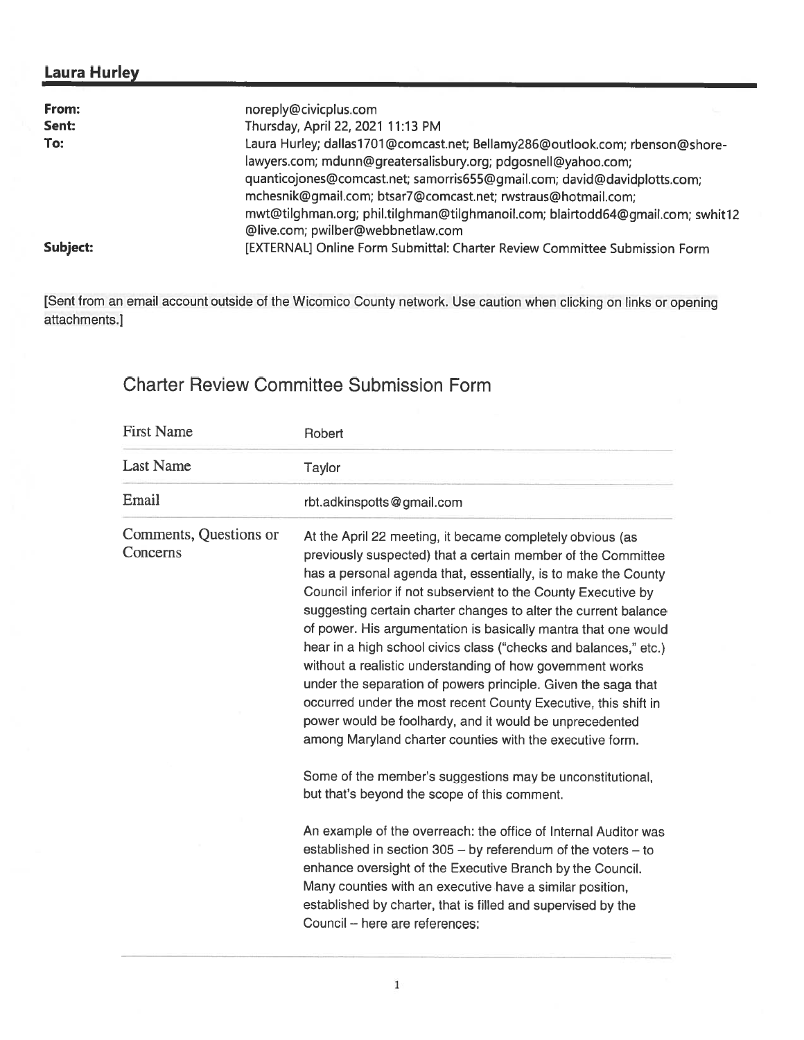## Laura Hurley

| | |
|---|---|
| **From:** | noreply@civicplus.com |
| **Sent:** | Thursday, April 22, 2021 11:13 PM |
| **To:** | Laura Hurley; dallas1701@comcast.net; Bellamy286@outlook.com; rbenson@shore-lawyers.com; mdunn@greatersalisbury.org; pdgosnell@yahoo.com; quanticojones@comcast.net; samorris655@gmail.com; david@davidplotts.com; mchesnik@gmail.com; btsar7@comcast.net; rwstraus@hotmail.com; mwt@tilghman.org; phil.tilghman@tilghmanoil.com; blairtodd64@gmail.com; swhit12@live.com; pwilber@webbnetlaw.com |
| **Subject:** | [EXTERNAL] Online Form Submittal: Charter Review Committee Submission Form |

[Sent from an email account outside of the Wicomico County network. Use caution when clicking on links or opening attachments.]

# Charter Review Committee Submission Form

| | |
|---|---|
| First Name | Robert |
| Last Name | Taylor |
| Email | rbt.adkinspotts@gmail.com |
| Comments, Questions or Concerns | At the April 22 meeting, it became completely obvious (as previously suspected) that a certain member of the Committee has a personal agenda that, essentially, is to make the County Council inferior if not subservient to the County Executive by suggesting certain charter changes to alter the current balance of power. His argumentation is basically mantra that one would hear in a high school civics class ("checks and balances," etc.) without a realistic understanding of how government works under the separation of powers principle. Given the saga that occurred under the most recent County Executive, this shift in power would be foolhardy, and it would be unprecedented among Maryland charter counties with the executive form.<br><br>Some of the member's suggestions may be unconstitutional, but that's beyond the scope of this comment.<br><br>An example of the overreach: the office of Internal Auditor was established in section 305 – by referendum of the voters – to enhance oversight of the Executive Branch by the Council. Many counties with an executive have a similar position, established by charter, that is filled and supervised by the Council – here are references: |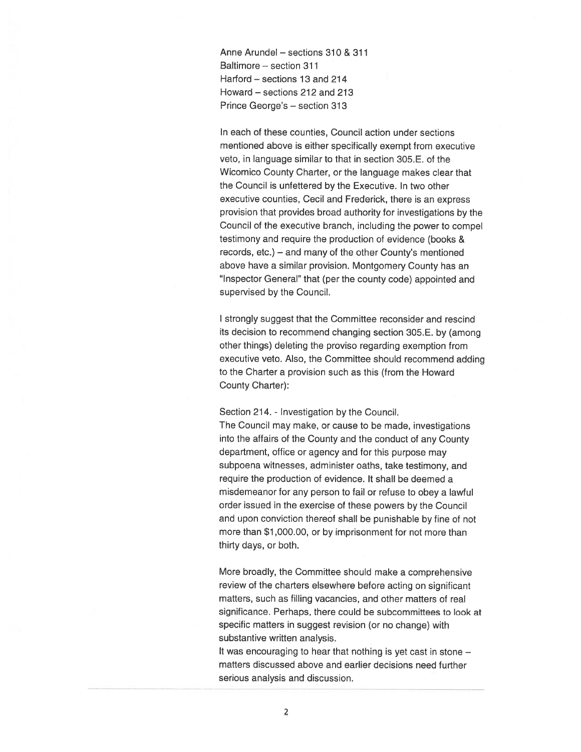Anne Arundel – sections 310 & 311
Baltimore – section 311
Harford – sections 13 and 214
Howard – sections 212 and 213
Prince George's – section 313

In each of these counties, Council action under sections mentioned above is either specifically exempt from executive veto, in language similar to that in section 305.E. of the Wicomico County Charter, or the language makes clear that the Council is unfettered by the Executive. In two other executive counties, Cecil and Frederick, there is an express provision that provides broad authority for investigations by the Council of the executive branch, including the power to compel testimony and require the production of evidence (books & records, etc.) – and many of the other County's mentioned above have a similar provision. Montgomery County has an "Inspector General" that (per the county code) appointed and supervised by the Council.

I strongly suggest that the Committee reconsider and rescind its decision to recommend changing section 305.E. by (among other things) deleting the proviso regarding exemption from executive veto. Also, the Committee should recommend adding to the Charter a provision such as this (from the Howard County Charter):

Section 214. - Investigation by the Council.
The Council may make, or cause to be made, investigations into the affairs of the County and the conduct of any County department, office or agency and for this purpose may subpoena witnesses, administer oaths, take testimony, and require the production of evidence. It shall be deemed a misdemeanor for any person to fail or refuse to obey a lawful order issued in the exercise of these powers by the Council and upon conviction thereof shall be punishable by fine of not more than $1,000.00, or by imprisonment for not more than thirty days, or both.

More broadly, the Committee should make a comprehensive review of the charters elsewhere before acting on significant matters, such as filling vacancies, and other matters of real significance. Perhaps, there could be subcommittees to look at specific matters in suggest revision (or no change) with substantive written analysis.
It was encouraging to hear that nothing is yet cast in stone – matters discussed above and earlier decisions need further serious analysis and discussion.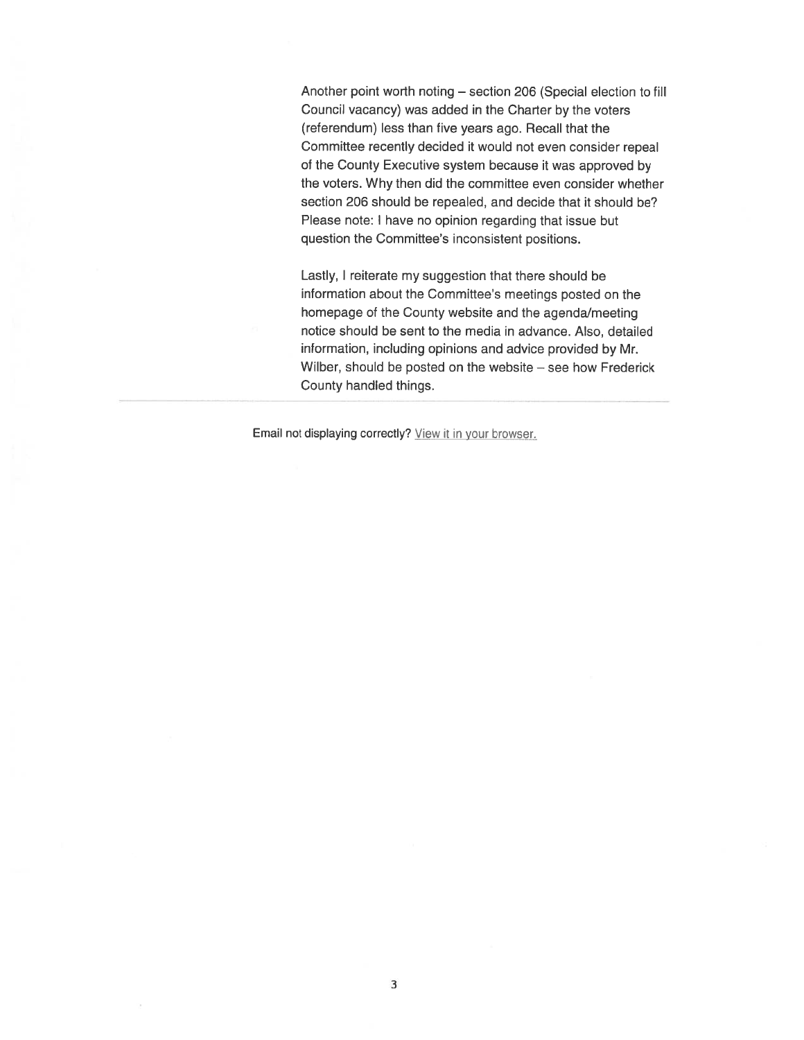Another point worth noting – section 206 (Special election to fill Council vacancy) was added in the Charter by the voters (referendum) less than five years ago. Recall that the Committee recently decided it would not even consider repeal of the County Executive system because it was approved by the voters. Why then did the committee even consider whether section 206 should be repealed, and decide that it should be? Please note: I have no opinion regarding that issue but question the Committee's inconsistent positions.

Lastly, I reiterate my suggestion that there should be information about the Committee's meetings posted on the homepage of the County website and the agenda/meeting notice should be sent to the media in advance. Also, detailed information, including opinions and advice provided by Mr. Wilber, should be posted on the website – see how Frederick County handled things.

---

Email not displaying correctly? View it in your browser.